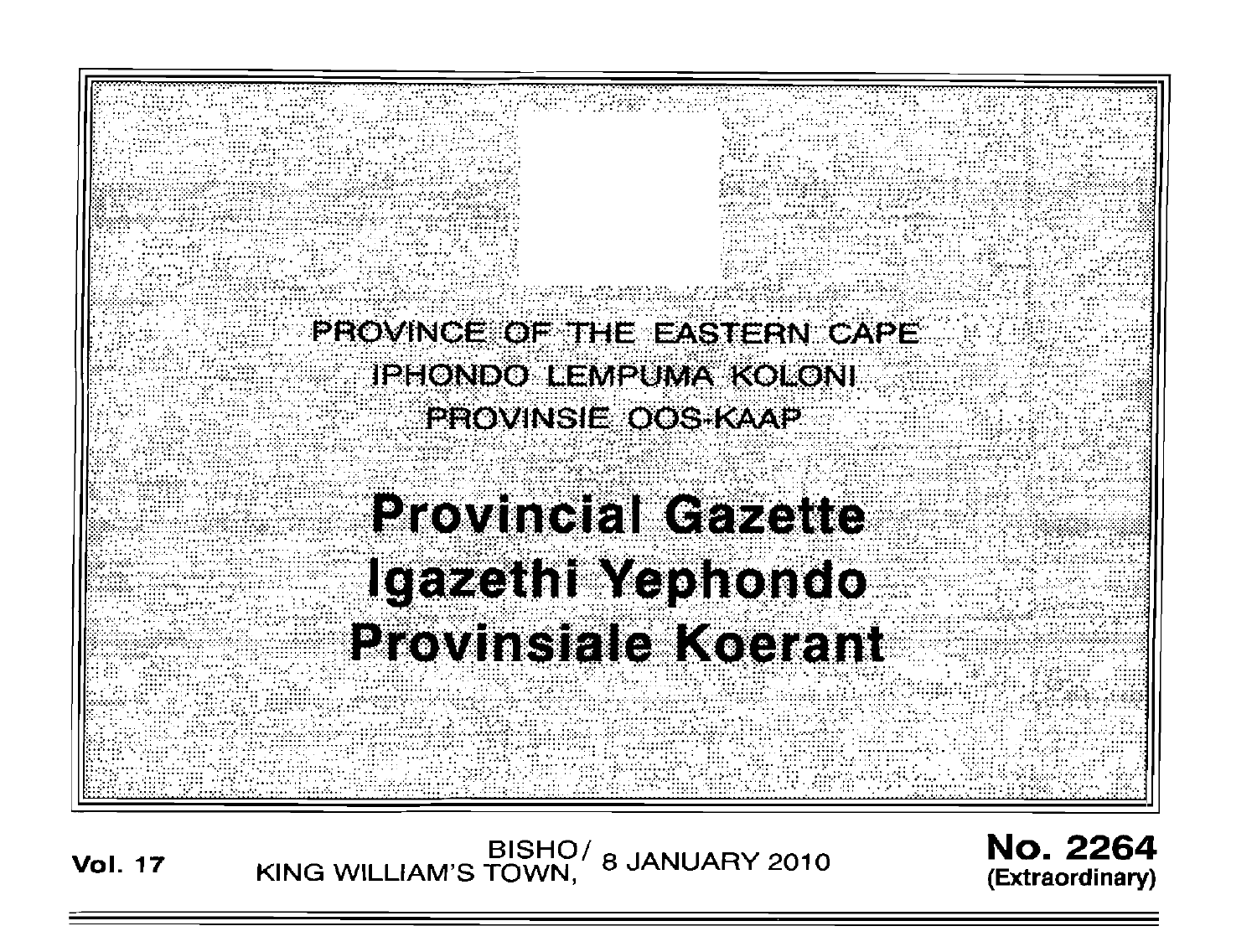PROVINCE OF THE EASTERN CAPE

IPHONDO LEMPUMA KOLONI

PROVINSIE OOS-KAAP

# Provincial Gazette
# Igazethi Yephondo
# Provinsiale Koerant

**Vol. 17** BISHO/ KING WILLIAM'S TOWN, 8 JANUARY 2010 **No. 2264** **(Extraordinary)**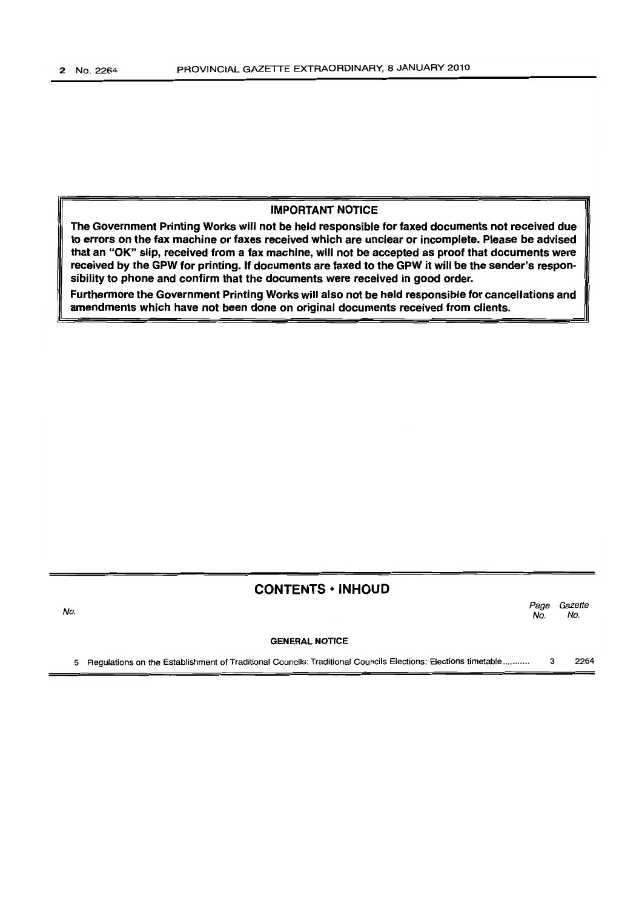**IMPORTANT NOTICE**

**The Government Printing Works will not be held responsible for faxed documents not received due to errors on the fax machine or faxes received which are unclear or incomplete. Please be advised that an "OK" slip, received from a fax machine, will not be accepted as proof that documents were received by the GPW for printing. If documents are faxed to the GPW it will be the sender's responsibility to phone and confirm that the documents were received in good order.**

**Furthermore the Government Printing Works will also not be held responsible for cancellations and amendments which have not been done on original documents received from clients.**

## CONTENTS • INHOUD

| *No.* | | *Page No.* | *Gazette No.* |
|---|---|---|---|
| | **GENERAL NOTICE** | | |
| 5 | Regulations on the Establishment of Traditional Councils: Traditional Councils Elections: Elections timetable........... | 3 | 2264 |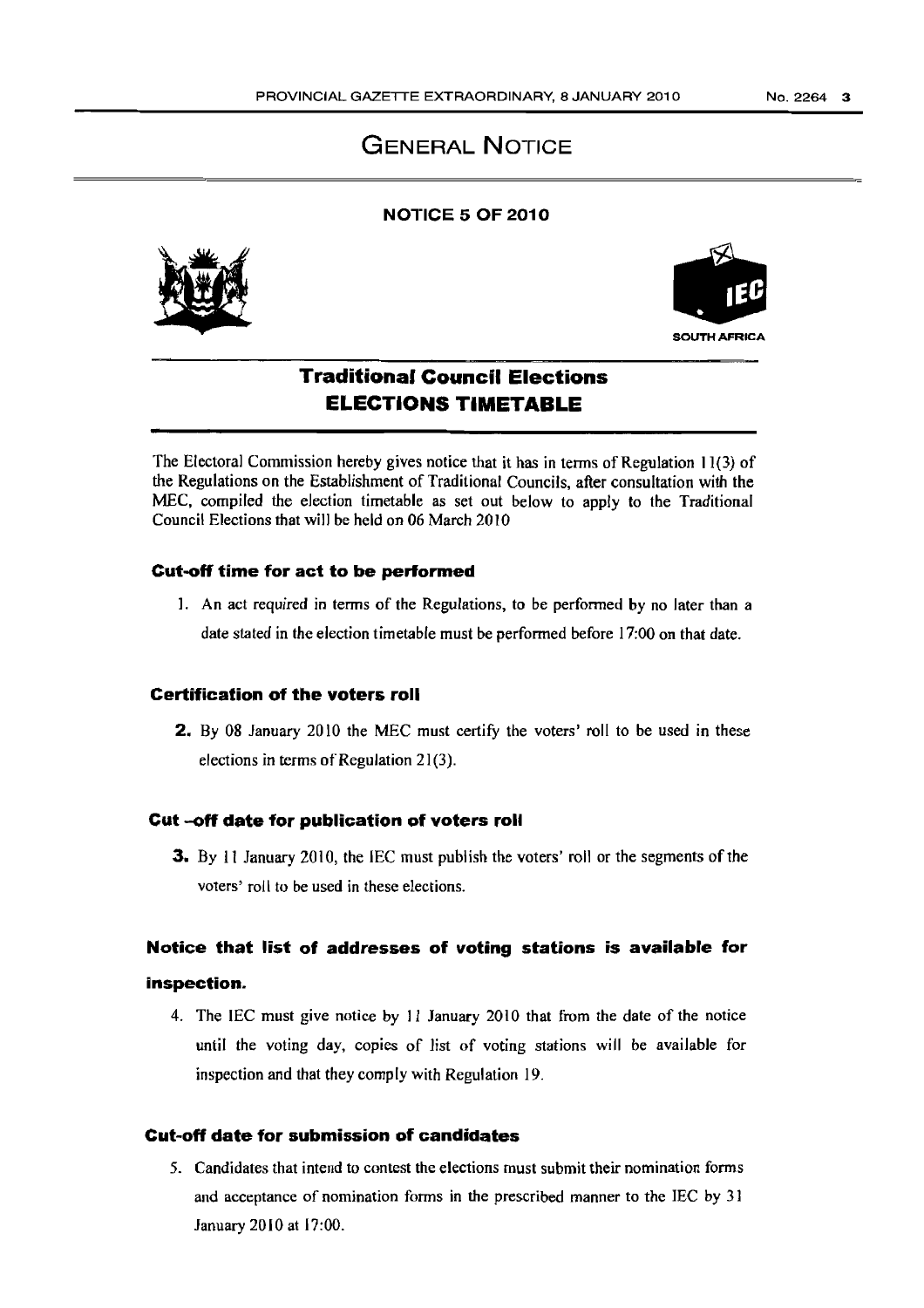# GENERAL NOTICE

**NOTICE 5 OF 2010**

SOUTH AFRICA

## Traditional Council Elections
## ELECTIONS TIMETABLE

The Electoral Commission hereby gives notice that it has in terms of Regulation 11(3) of the Regulations on the Establishment of Traditional Councils, after consultation with the MEC, compiled the election timetable as set out below to apply to the Traditional Council Elections that will be held on 06 March 2010

### Cut-off time for act to be performed

1. An act required in terms of the Regulations, to be performed by no later than a date stated in the election timetable must be performed before 17:00 on that date.

### Certification of the voters roll

**2.** By 08 January 2010 the MEC must certify the voters' roll to be used in these elections in terms of Regulation 21(3).

### Cut -off date for publication of voters roll

**3.** By 11 January 2010, the IEC must publish the voters' roll or the segments of the voters' roll to be used in these elections.

### Notice that list of addresses of voting stations is available for inspection.

4. The IEC must give notice by 11 January 2010 that from the date of the notice until the voting day, copies of list of voting stations will be available for inspection and that they comply with Regulation 19.

### Cut-off date for submission of candidates

5. Candidates that intend to contest the elections must submit their nomination forms and acceptance of nomination forms in the prescribed manner to the IEC by 31 January 2010 at 17:00.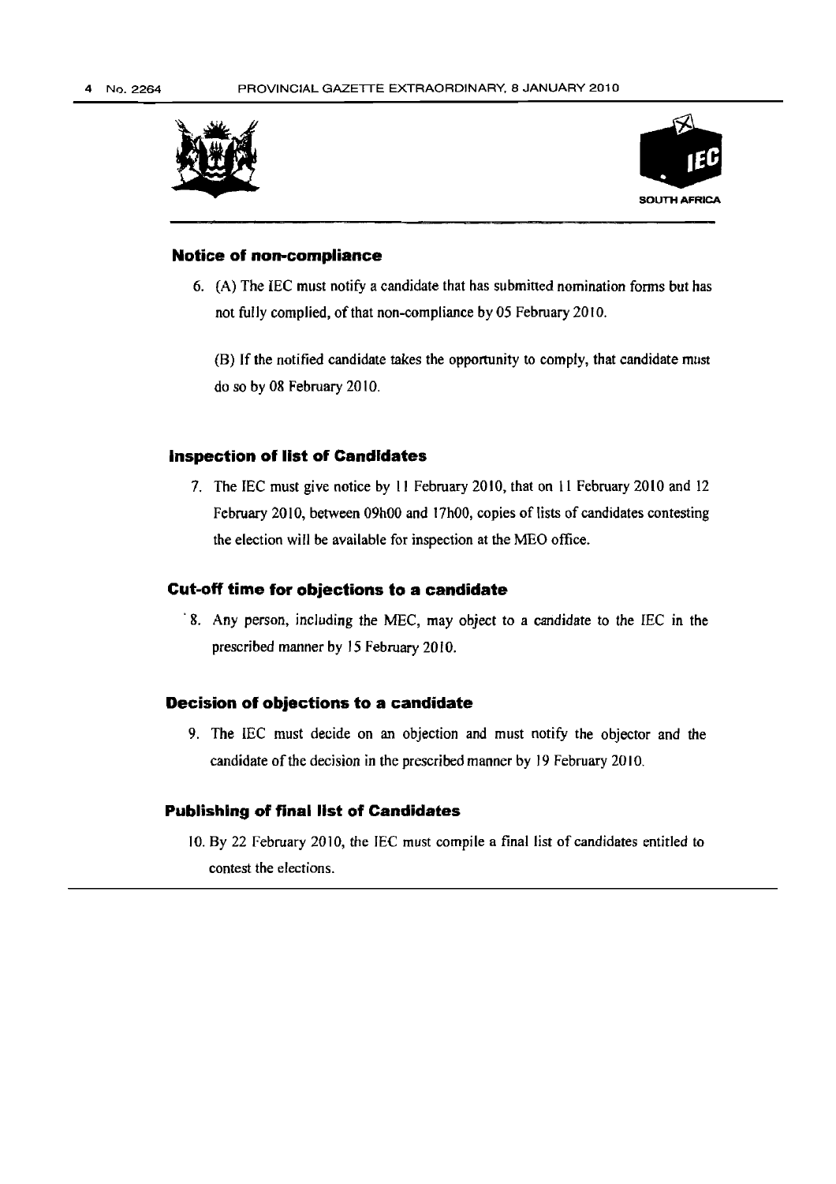### Notice of non-compliance

6. (A) The IEC must notify a candidate that has submitted nomination forms but has not fully complied, of that non-compliance by 05 February 2010.

   (B) If the notified candidate takes the opportunity to comply, that candidate must do so by 08 February 2010.

### Inspection of list of Candidates

7. The IEC must give notice by 11 February 2010, that on 11 February 2010 and 12 February 2010, between 09h00 and 17h00, copies of lists of candidates contesting the election will be available for inspection at the MEO office.

### Cut-off time for objections to a candidate

8. Any person, including the MEC, may object to a candidate to the IEC in the prescribed manner by 15 February 2010.

### Decision of objections to a candidate

9. The IEC must decide on an objection and must notify the objector and the candidate of the decision in the prescribed manner by 19 February 2010.

### Publishing of final list of Candidates

10. By 22 February 2010, the IEC must compile a final list of candidates entitled to contest the elections.